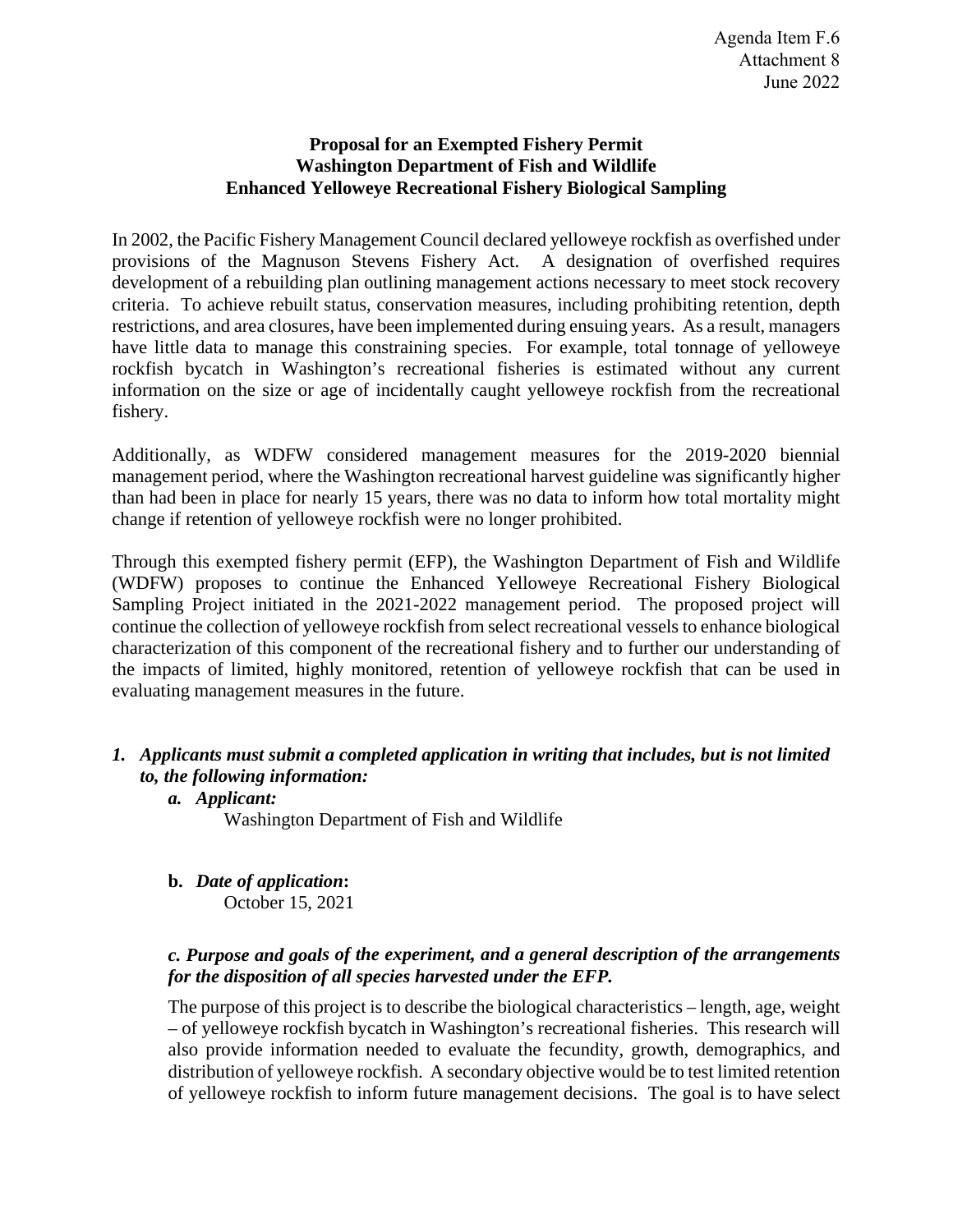Agenda Item F.6
Attachment 8
June 2022

**Proposal for an Exempted Fishery Permit**
**Washington Department of Fish and Wildlife**
**Enhanced Yelloweye Recreational Fishery Biological Sampling**

In 2002, the Pacific Fishery Management Council declared yelloweye rockfish as overfished under provisions of the Magnuson Stevens Fishery Act. A designation of overfished requires development of a rebuilding plan outlining management actions necessary to meet stock recovery criteria. To achieve rebuilt status, conservation measures, including prohibiting retention, depth restrictions, and area closures, have been implemented during ensuing years. As a result, managers have little data to manage this constraining species. For example, total tonnage of yelloweye rockfish bycatch in Washington's recreational fisheries is estimated without any current information on the size or age of incidentally caught yelloweye rockfish from the recreational fishery.

Additionally, as WDFW considered management measures for the 2019-2020 biennial management period, where the Washington recreational harvest guideline was significantly higher than had been in place for nearly 15 years, there was no data to inform how total mortality might change if retention of yelloweye rockfish were no longer prohibited.

Through this exempted fishery permit (EFP), the Washington Department of Fish and Wildlife (WDFW) proposes to continue the Enhanced Yelloweye Recreational Fishery Biological Sampling Project initiated in the 2021-2022 management period. The proposed project will continue the collection of yelloweye rockfish from select recreational vessels to enhance biological characterization of this component of the recreational fishery and to further our understanding of the impacts of limited, highly monitored, retention of yelloweye rockfish that can be used in evaluating management measures in the future.

1. ***Applicants must submit a completed application in writing that includes, but is not limited to, the following information:***

   a. ***Applicant:***

      Washington Department of Fish and Wildlife

   **b.** ***Date of application*:**

      October 15, 2021

   ***c. Purpose and goals of the experiment, and a general description of the arrangements for the disposition of all species harvested under the EFP.***

   The purpose of this project is to describe the biological characteristics – length, age, weight – of yelloweye rockfish bycatch in Washington's recreational fisheries. This research will also provide information needed to evaluate the fecundity, growth, demographics, and distribution of yelloweye rockfish. A secondary objective would be to test limited retention of yelloweye rockfish to inform future management decisions. The goal is to have select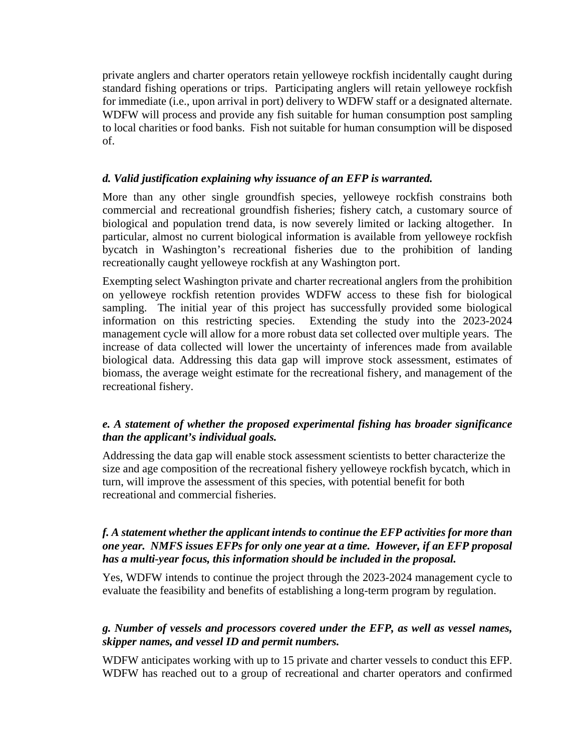private anglers and charter operators retain yelloweye rockfish incidentally caught during standard fishing operations or trips. Participating anglers will retain yelloweye rockfish for immediate (i.e., upon arrival in port) delivery to WDFW staff or a designated alternate. WDFW will process and provide any fish suitable for human consumption post sampling to local charities or food banks. Fish not suitable for human consumption will be disposed of.

***d. Valid justification explaining why issuance of an EFP is warranted.***

More than any other single groundfish species, yelloweye rockfish constrains both commercial and recreational groundfish fisheries; fishery catch, a customary source of biological and population trend data, is now severely limited or lacking altogether. In particular, almost no current biological information is available from yelloweye rockfish bycatch in Washington's recreational fisheries due to the prohibition of landing recreationally caught yelloweye rockfish at any Washington port.

Exempting select Washington private and charter recreational anglers from the prohibition on yelloweye rockfish retention provides WDFW access to these fish for biological sampling. The initial year of this project has successfully provided some biological information on this restricting species. Extending the study into the 2023-2024 management cycle will allow for a more robust data set collected over multiple years. The increase of data collected will lower the uncertainty of inferences made from available biological data. Addressing this data gap will improve stock assessment, estimates of biomass, the average weight estimate for the recreational fishery, and management of the recreational fishery.

***e. A statement of whether the proposed experimental fishing has broader significance than the applicant's individual goals.***

Addressing the data gap will enable stock assessment scientists to better characterize the size and age composition of the recreational fishery yelloweye rockfish bycatch, which in turn, will improve the assessment of this species, with potential benefit for both recreational and commercial fisheries.

***f. A statement whether the applicant intends to continue the EFP activities for more than one year. NMFS issues EFPs for only one year at a time. However, if an EFP proposal has a multi-year focus, this information should be included in the proposal.***

Yes, WDFW intends to continue the project through the 2023-2024 management cycle to evaluate the feasibility and benefits of establishing a long-term program by regulation.

***g. Number of vessels and processors covered under the EFP, as well as vessel names, skipper names, and vessel ID and permit numbers.***

WDFW anticipates working with up to 15 private and charter vessels to conduct this EFP. WDFW has reached out to a group of recreational and charter operators and confirmed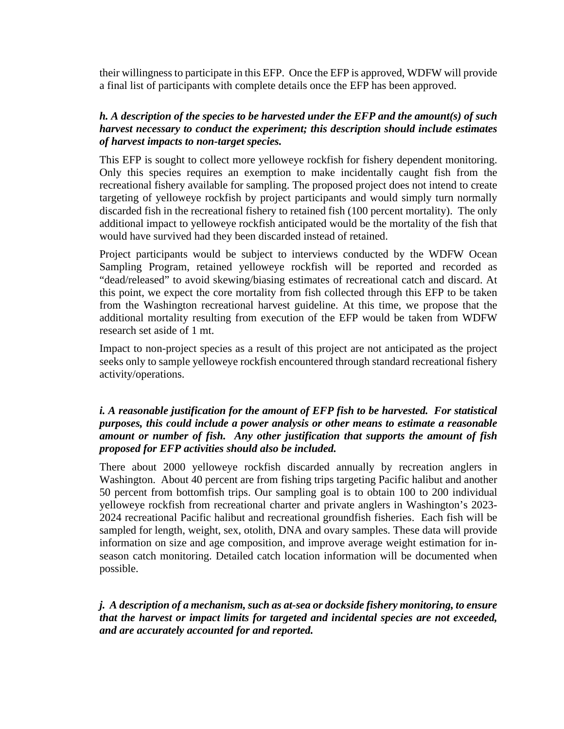their willingness to participate in this EFP. Once the EFP is approved, WDFW will provide a final list of participants with complete details once the EFP has been approved.

***h. A description of the species to be harvested under the EFP and the amount(s) of such harvest necessary to conduct the experiment; this description should include estimates of harvest impacts to non-target species.***

This EFP is sought to collect more yelloweye rockfish for fishery dependent monitoring. Only this species requires an exemption to make incidentally caught fish from the recreational fishery available for sampling. The proposed project does not intend to create targeting of yelloweye rockfish by project participants and would simply turn normally discarded fish in the recreational fishery to retained fish (100 percent mortality). The only additional impact to yelloweye rockfish anticipated would be the mortality of the fish that would have survived had they been discarded instead of retained.

Project participants would be subject to interviews conducted by the WDFW Ocean Sampling Program, retained yelloweye rockfish will be reported and recorded as "dead/released" to avoid skewing/biasing estimates of recreational catch and discard. At this point, we expect the core mortality from fish collected through this EFP to be taken from the Washington recreational harvest guideline. At this time, we propose that the additional mortality resulting from execution of the EFP would be taken from WDFW research set aside of 1 mt.

Impact to non-project species as a result of this project are not anticipated as the project seeks only to sample yelloweye rockfish encountered through standard recreational fishery activity/operations.

***i. A reasonable justification for the amount of EFP fish to be harvested. For statistical purposes, this could include a power analysis or other means to estimate a reasonable amount or number of fish. Any other justification that supports the amount of fish proposed for EFP activities should also be included.***

There about 2000 yelloweye rockfish discarded annually by recreation anglers in Washington. About 40 percent are from fishing trips targeting Pacific halibut and another 50 percent from bottomfish trips. Our sampling goal is to obtain 100 to 200 individual yelloweye rockfish from recreational charter and private anglers in Washington's 2023-2024 recreational Pacific halibut and recreational groundfish fisheries. Each fish will be sampled for length, weight, sex, otolith, DNA and ovary samples. These data will provide information on size and age composition, and improve average weight estimation for in-season catch monitoring. Detailed catch location information will be documented when possible.

***j. A description of a mechanism, such as at-sea or dockside fishery monitoring, to ensure that the harvest or impact limits for targeted and incidental species are not exceeded, and are accurately accounted for and reported.***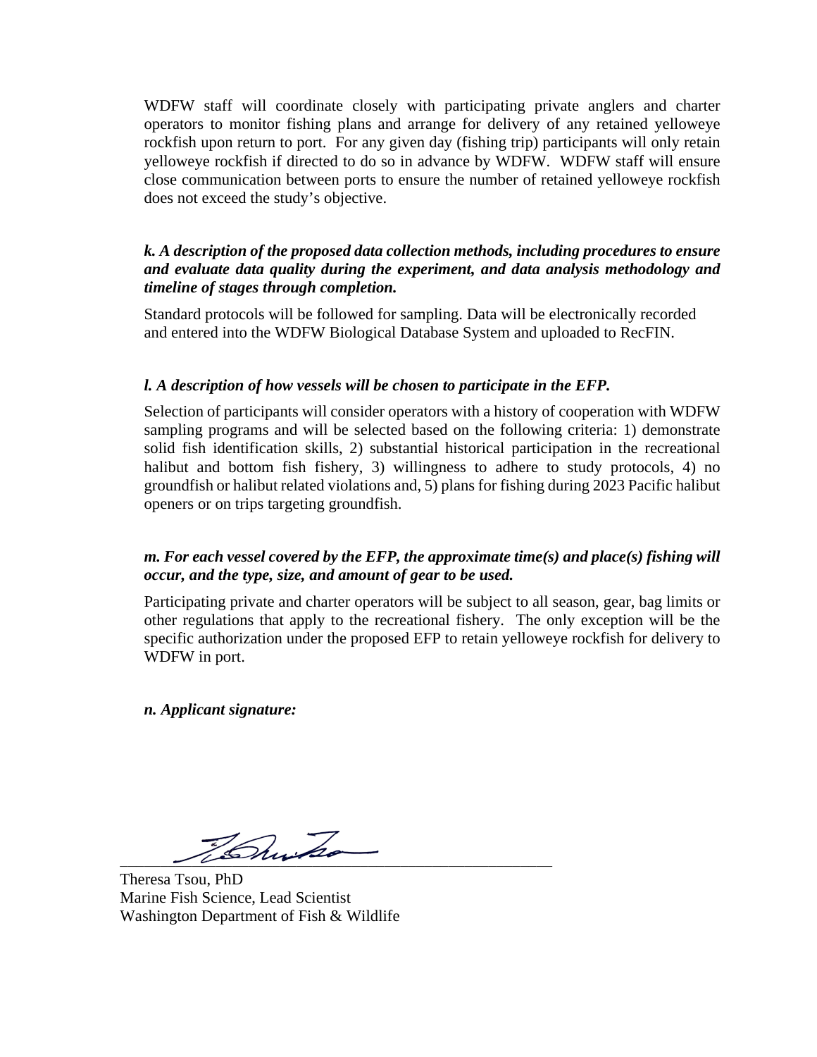WDFW staff will coordinate closely with participating private anglers and charter operators to monitor fishing plans and arrange for delivery of any retained yelloweye rockfish upon return to port. For any given day (fishing trip) participants will only retain yelloweye rockfish if directed to do so in advance by WDFW. WDFW staff will ensure close communication between ports to ensure the number of retained yelloweye rockfish does not exceed the study's objective.

***k. A description of the proposed data collection methods, including procedures to ensure and evaluate data quality during the experiment, and data analysis methodology and timeline of stages through completion.***

Standard protocols will be followed for sampling. Data will be electronically recorded and entered into the WDFW Biological Database System and uploaded to RecFIN.

***l. A description of how vessels will be chosen to participate in the EFP.***

Selection of participants will consider operators with a history of cooperation with WDFW sampling programs and will be selected based on the following criteria: 1) demonstrate solid fish identification skills, 2) substantial historical participation in the recreational halibut and bottom fish fishery, 3) willingness to adhere to study protocols, 4) no groundfish or halibut related violations and, 5) plans for fishing during 2023 Pacific halibut openers or on trips targeting groundfish.

***m. For each vessel covered by the EFP, the approximate time(s) and place(s) fishing will occur, and the type, size, and amount of gear to be used.***

Participating private and charter operators will be subject to all season, gear, bag limits or other regulations that apply to the recreational fishery. The only exception will be the specific authorization under the proposed EFP to retain yelloweye rockfish for delivery to WDFW in port.

***n. Applicant signature:***

\_\_\_\_\_\_\_\_\_\_\_\_\_\_\_\_\_\_\_\_\_\_\_\_\_\_\_\_\_\_\_\_\_\_\_\_\_\_\_\_\_\_\_\_\_\_\_\_

Theresa Tsou, PhD
Marine Fish Science, Lead Scientist
Washington Department of Fish & Wildlife